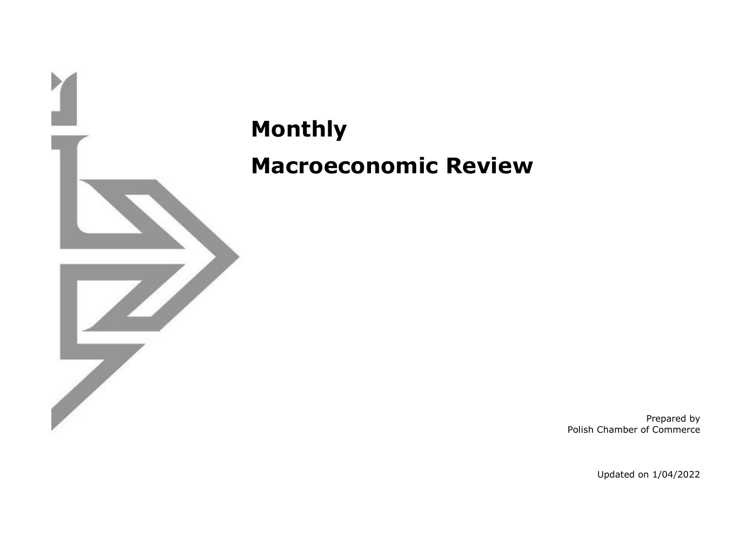# Monthly

# Macroeconomic Review

Prepared by
Polish Chamber of Commerce

Updated on 1/04/2022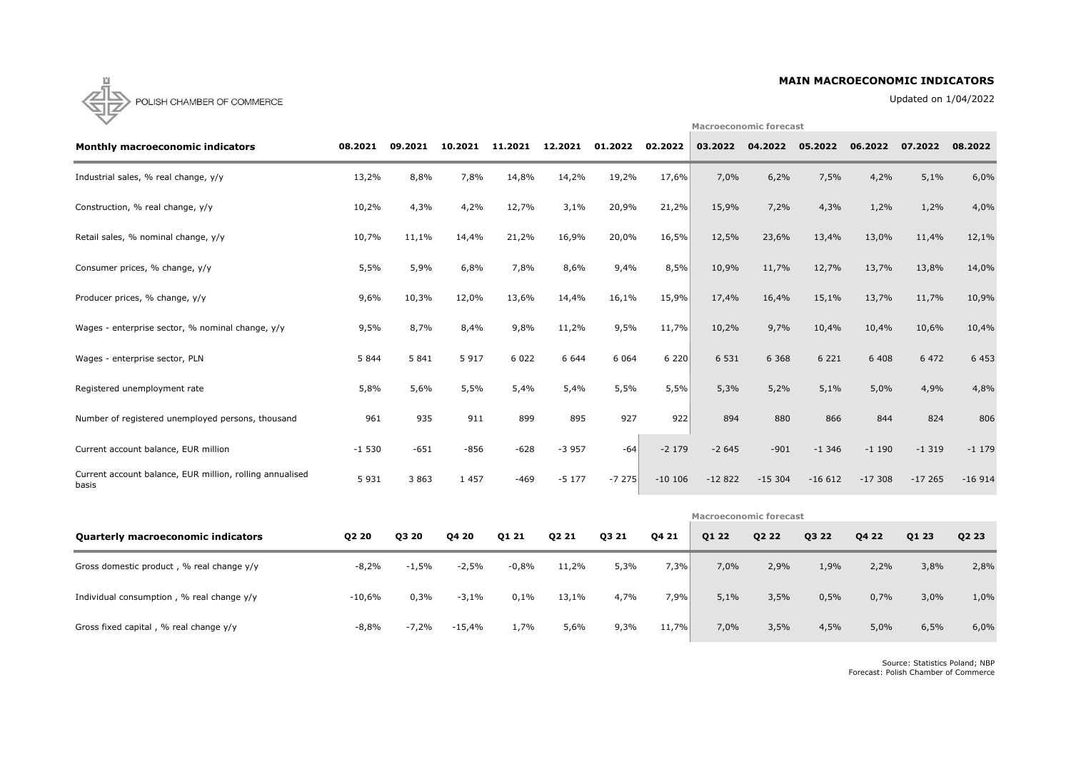POLISH CHAMBER OF COMMERCE

## MAIN MACROECONOMIC INDICATORS

Updated on 1/04/2022

| Monthly macroeconomic indicators | 08.2021 | 09.2021 | 10.2021 | 11.2021 | 12.2021 | 01.2022 | 02.2022 | Macroeconomic forecast 03.2022 | 04.2022 | 05.2022 | 06.2022 | 07.2022 | 08.2022 |
|---|---|---|---|---|---|---|---|---|---|---|---|---|---|
| Industrial sales, % real change, y/y | 13,2% | 8,8% | 7,8% | 14,8% | 14,2% | 19,2% | 17,6% | 7,0% | 6,2% | 7,5% | 4,2% | 5,1% | 6,0% |
| Construction, % real change, y/y | 10,2% | 4,3% | 4,2% | 12,7% | 3,1% | 20,9% | 21,2% | 15,9% | 7,2% | 4,3% | 1,2% | 1,2% | 4,0% |
| Retail sales, % nominal change, y/y | 10,7% | 11,1% | 14,4% | 21,2% | 16,9% | 20,0% | 16,5% | 12,5% | 23,6% | 13,4% | 13,0% | 11,4% | 12,1% |
| Consumer prices, % change, y/y | 5,5% | 5,9% | 6,8% | 7,8% | 8,6% | 9,4% | 8,5% | 10,9% | 11,7% | 12,7% | 13,7% | 13,8% | 14,0% |
| Producer prices, % change, y/y | 9,6% | 10,3% | 12,0% | 13,6% | 14,4% | 16,1% | 15,9% | 17,4% | 16,4% | 15,1% | 13,7% | 11,7% | 10,9% |
| Wages - enterprise sector, % nominal change, y/y | 9,5% | 8,7% | 8,4% | 9,8% | 11,2% | 9,5% | 11,7% | 10,2% | 9,7% | 10,4% | 10,4% | 10,6% | 10,4% |
| Wages - enterprise sector, PLN | 5 844 | 5 841 | 5 917 | 6 022 | 6 644 | 6 064 | 6 220 | 6 531 | 6 368 | 6 221 | 6 408 | 6 472 | 6 453 |
| Registered unemployment rate | 5,8% | 5,6% | 5,5% | 5,4% | 5,4% | 5,5% | 5,5% | 5,3% | 5,2% | 5,1% | 5,0% | 4,9% | 4,8% |
| Number of registered unemployed persons, thousand | 961 | 935 | 911 | 899 | 895 | 927 | 922 | 894 | 880 | 866 | 844 | 824 | 806 |
| Current account balance, EUR million | -1 530 | -651 | -856 | -628 | -3 957 | -64 | -2 179 | -2 645 | -901 | -1 346 | -1 190 | -1 319 | -1 179 |
| Current account balance, EUR million, rolling annualised basis | 5 931 | 3 863 | 1 457 | -469 | -5 177 | -7 275 | -10 106 | -12 822 | -15 304 | -16 612 | -17 308 | -17 265 | -16 914 |

| Quarterly macroeconomic indicators | Q2 20 | Q3 20 | Q4 20 | Q1 21 | Q2 21 | Q3 21 | Q4 21 | Macroeconomic forecast Q1 22 | Q2 22 | Q3 22 | Q4 22 | Q1 23 | Q2 23 |
|---|---|---|---|---|---|---|---|---|---|---|---|---|---|
| Gross domestic product , % real change y/y | -8,2% | -1,5% | -2,5% | -0,8% | 11,2% | 5,3% | 7,3% | 7,0% | 2,9% | 1,9% | 2,2% | 3,8% | 2,8% |
| Individual consumption , % real change y/y | -10,6% | 0,3% | -3,1% | 0,1% | 13,1% | 4,7% | 7,9% | 5,1% | 3,5% | 0,5% | 0,7% | 3,0% | 1,0% |
| Gross fixed capital , % real change y/y | -8,8% | -7,2% | -15,4% | 1,7% | 5,6% | 9,3% | 11,7% | 7,0% | 3,5% | 4,5% | 5,0% | 6,5% | 6,0% |

Source: Statistics Poland; NBP
Forecast: Polish Chamber of Commerce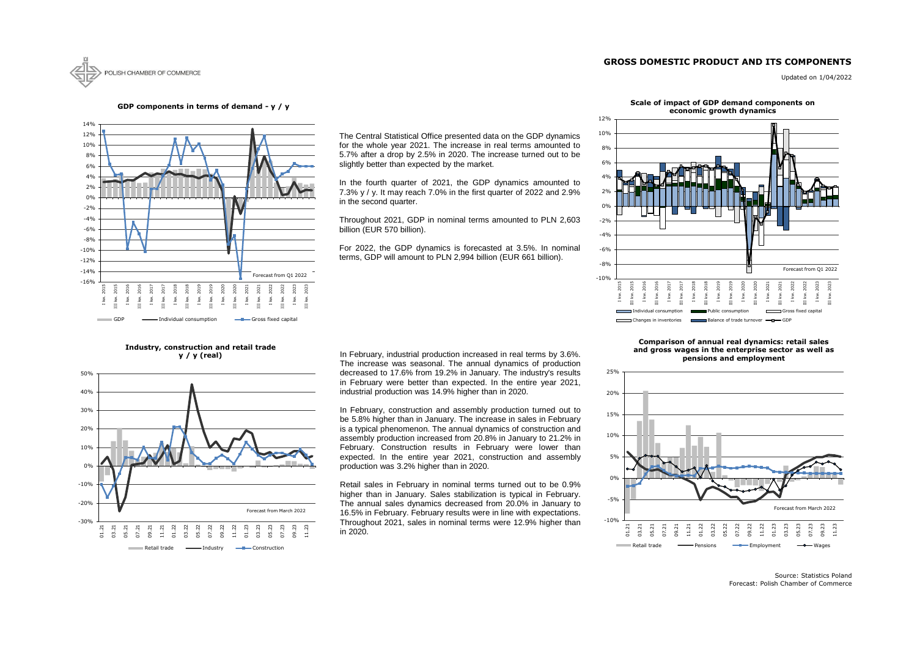## GROSS DOMESTIC PRODUCT AND ITS COMPONENTS

Updated on 1/04/2022

**GDP components in terms of demand - y / y**

The Central Statistical Office presented data on the GDP dynamics for the whole year 2021. The increase in real terms amounted to 5.7% after a drop by 2.5% in 2020. The increase turned out to be slightly better than expected by the market.

In the fourth quarter of 2021, the GDP dynamics amounted to 7.3% y / y. It may reach 7.0% in the first quarter of 2022 and 2.9% in the second quarter.

Throughout 2021, GDP in nominal terms amounted to PLN 2,603 billion (EUR 570 billion).

For 2022, the GDP dynamics is forecasted at 3.5%. In nominal terms, GDP will amount to PLN 2,994 billion (EUR 661 billion).

**Scale of impact of GDP demand components on economic growth dynamics**

**Industry, construction and retail trade y / y (real)**

In February, industrial production increased in real terms by 3.6%. The increase was seasonal. The annual dynamics of production decreased to 17.6% from 19.2% in January. The industry's results in February were better than expected. In the entire year 2021, industrial production was 14.9% higher than in 2020.

In February, construction and assembly production turned out to be 5.8% higher than in January. The increase in sales in February is a typical phenomenon. The annual dynamics of construction and assembly production increased from 20.8% in January to 21.2% in February. Construction results in February were lower than expected. In the entire year 2021, construction and assembly production was 3.2% higher than in 2020.

Retail sales in February in nominal terms turned out to be 0.9% higher than in January. Sales stabilization is typical in February. The annual sales dynamics decreased from 20.0% in January to 16.5% in February. February results were in line with expectations. Throughout 2021, sales in nominal terms were 12.9% higher than in 2020.

**Comparison of annual real dynamics: retail sales and gross wages in the enterprise sector as well as pensions and employment**

Source: Statistics Poland
Forecast: Polish Chamber of Commerce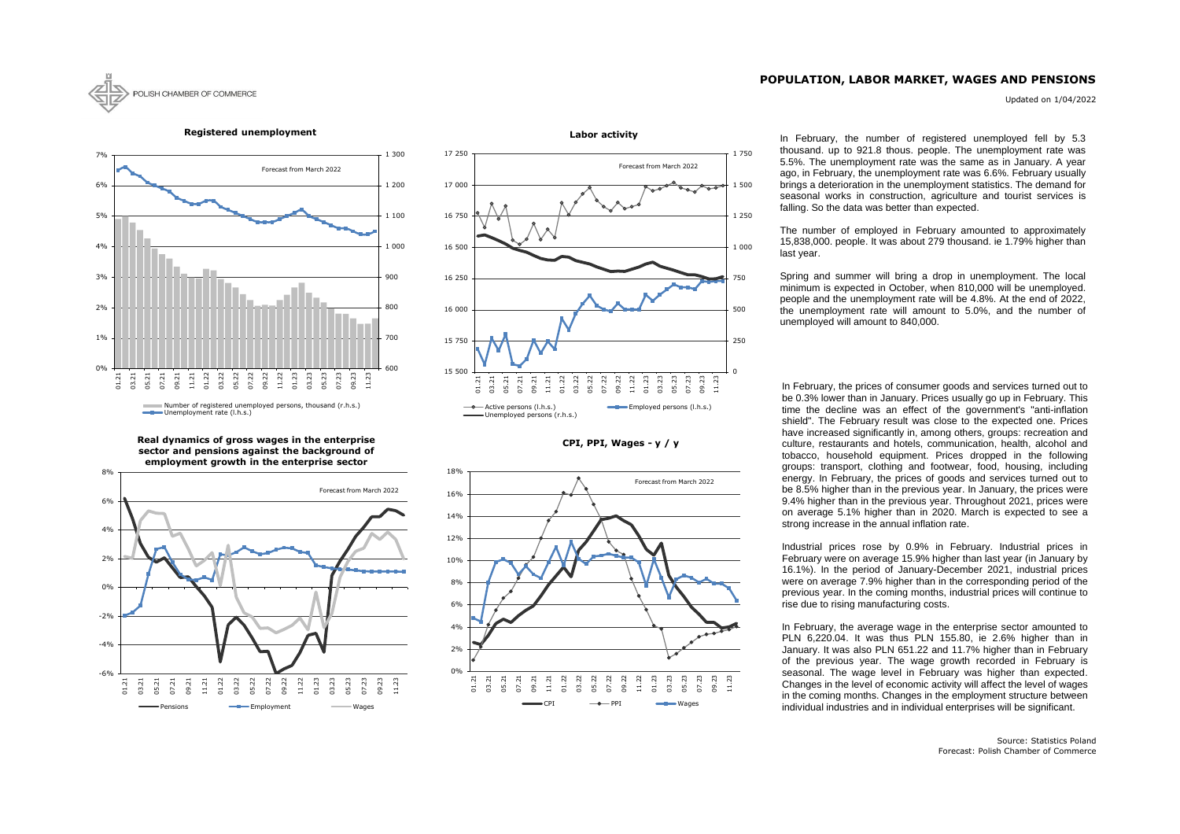# POPULATION, LABOR MARKET, WAGES AND PENSIONS

Updated on 1/04/2022

**Registered unemployment**

**Labor activity**

**Real dynamics of gross wages in the enterprise sector and pensions against the background of employment growth in the enterprise sector**

**CPI, PPI, Wages - y / y**

In February, the number of registered unemployed fell by 5.3 thousand. up to 921.8 thous. people. The unemployment rate was 5.5%. The unemployment rate was the same as in January. A year ago, in February, the unemployment rate was 6.6%. February usually brings a deterioration in the unemployment statistics. The demand for seasonal works in construction, agriculture and tourist services is falling. So the data was better than expected.

The number of employed in February amounted to approximately 15,838,000. people. It was about 279 thousand. ie 1.79% higher than last year.

Spring and summer will bring a drop in unemployment. The local minimum is expected in October, when 810,000 will be unemployed. people and the unemployment rate will be 4.8%. At the end of 2022, the unemployment rate will amount to 5.0%, and the number of unemployed will amount to 840,000.

In February, the prices of consumer goods and services turned out to be 0.3% lower than in January. Prices usually go up in February. This time the decline was an effect of the government's "anti-inflation shield". The February result was close to the expected one. Prices have increased significantly in, among others, groups: recreation and culture, restaurants and hotels, communication, health, alcohol and tobacco, household equipment. Prices dropped in the following groups: transport, clothing and footwear, food, housing, including energy. In February, the prices of goods and services turned out to be 8.5% higher than in the previous year. In January, the prices were 9.4% higher than in the previous year. Throughout 2021, prices were on average 5.1% higher than in 2020. March is expected to see a strong increase in the annual inflation rate.

Industrial prices rose by 0.9% in February. Industrial prices in February were on average 15.9% higher than last year (in January by 16.1%). In the period of January-December 2021, industrial prices were on average 7.9% higher than in the corresponding period of the previous year. In the coming months, industrial prices will continue to rise due to rising manufacturing costs.

In February, the average wage in the enterprise sector amounted to PLN 6,220.04. It was thus PLN 155.80, ie 2.6% higher than in January. It was also PLN 651.22 and 11.7% higher than in February of the previous year. The wage growth recorded in February is seasonal. The wage level in February was higher than expected. Changes in the level of economic activity will affect the level of wages in the coming months. Changes in the employment structure between individual industries and in individual enterprises will be significant.

Source: Statistics Poland
Forecast: Polish Chamber of Commerce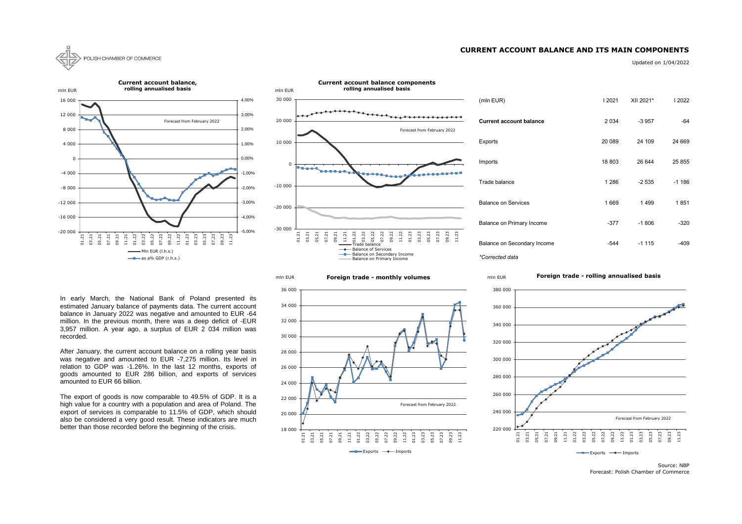# CURRENT ACCOUNT BALANCE AND ITS MAIN COMPONENTS

Updated on 1/04/2022

| (mln EUR) | I 2021 | XII 2021* | I 2022 |
|---|---|---|---|
| **Current account balance** | 2 034 | -3 957 | -64 |
| Exports | 20 089 | 24 109 | 24 669 |
| Imports | 18 803 | 26 644 | 25 855 |
| Trade balance | 1 286 | -2 535 | -1 186 |
| Balance on Services | 1 669 | 1 499 | 1 851 |
| Balance on Primary Income | -377 | -1 806 | -320 |
| Balance on Secondary Income | -544 | -1 115 | -409 |

*Corrected data*

In early March, the National Bank of Poland presented its estimated January balance of payments data. The current account balance in January 2022 was negative and amounted to EUR -64 million. In the previous month, there was a deep deficit of -EUR 3,957 million. A year ago, a surplus of EUR 2 034 million was recorded.

After January, the current account balance on a rolling year basis was negative and amounted to EUR -7,275 million. Its level in relation to GDP was -1.26%. In the last 12 months, exports of goods amounted to EUR 286 billion, and exports of services amounted to EUR 66 billion.

The export of goods is now comparable to 49.5% of GDP. It is a high value for a country with a population and area of Poland. The export of services is comparable to 11.5% of GDP, which should also be considered a very good result. These indicators are much better than those recorded before the beginning of the crisis.

Source: NBP
Forecast: Polish Chamber of Commerce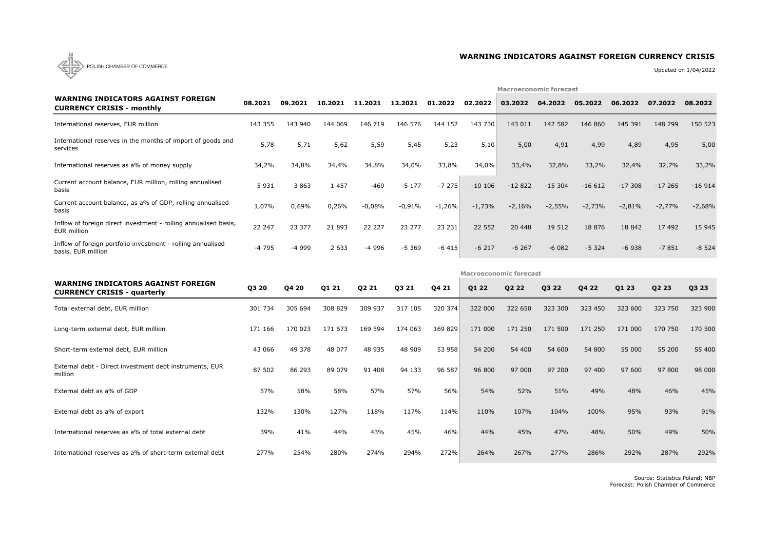POLISH CHAMBER OF COMMERCE

## WARNING INDICATORS AGAINST FOREIGN CURRENCY CRISIS

Updated on 1/04/2022

| WARNING INDICATORS AGAINST FOREIGN CURRENCY CRISIS - monthly | 08.2021 | 09.2021 | 10.2021 | 11.2021 | 12.2021 | 01.2022 | 02.2022 | Macroeconomic forecast 03.2022 | 04.2022 | 05.2022 | 06.2022 | 07.2022 | 08.2022 |
|---|---|---|---|---|---|---|---|---|---|---|---|---|---|
| International reserves, EUR million | 143 355 | 143 940 | 144 069 | 146 719 | 146 576 | 144 152 | 143 730 | 143 011 | 142 582 | 146 860 | 145 391 | 148 299 | 150 523 |
| International reserves in the months of import of goods and services | 5,78 | 5,71 | 5,62 | 5,59 | 5,45 | 5,23 | 5,10 | 5,00 | 4,91 | 4,99 | 4,89 | 4,95 | 5,00 |
| International reserves as a% of money supply | 34,2% | 34,8% | 34,4% | 34,8% | 34,0% | 33,8% | 34,0% | 33,4% | 32,8% | 33,2% | 32,4% | 32,7% | 33,2% |
| Current account balance, EUR million, rolling annualised basis | 5 931 | 3 863 | 1 457 | -469 | -5 177 | -7 275 | -10 106 | -12 822 | -15 304 | -16 612 | -17 308 | -17 265 | -16 914 |
| Current account balance, as a% of GDP, rolling annualised basis | 1,07% | 0,69% | 0,26% | -0,08% | -0,91% | -1,26% | -1,73% | -2,16% | -2,55% | -2,73% | -2,81% | -2,77% | -2,68% |
| Inflow of foreign direct investment - rolling annualised basis, EUR million | 22 247 | 23 377 | 21 893 | 22 227 | 23 277 | 23 231 | 22 552 | 20 448 | 19 512 | 18 876 | 18 842 | 17 492 | 15 945 |
| Inflow of foreign portfolio investment - rolling annualised basis, EUR million | -4 795 | -4 999 | 2 633 | -4 996 | -5 369 | -6 415 | -6 217 | -6 267 | -6 082 | -5 324 | -6 938 | -7 851 | -8 524 |

| WARNING INDICATORS AGAINST FOREIGN CURRENCY CRISIS - quarterly | Q3 20 | Q4 20 | Q1 21 | Q2 21 | Q3 21 | Q4 21 | Macroeconomic forecast Q1 22 | Q2 22 | Q3 22 | Q4 22 | Q1 23 | Q2 23 | Q3 23 |
|---|---|---|---|---|---|---|---|---|---|---|---|---|---|
| Total external debt, EUR million | 301 734 | 305 694 | 308 829 | 309 937 | 317 105 | 320 374 | 322 000 | 322 650 | 323 300 | 323 450 | 323 600 | 323 750 | 323 900 |
| Long-term external debt, EUR million | 171 166 | 170 023 | 171 673 | 169 594 | 174 063 | 169 829 | 171 000 | 171 250 | 171 500 | 171 250 | 171 000 | 170 750 | 170 500 |
| Short-term external debt, EUR million | 43 066 | 49 378 | 48 077 | 48 935 | 48 909 | 53 958 | 54 200 | 54 400 | 54 600 | 54 800 | 55 000 | 55 200 | 55 400 |
| External debt - Direct investment debt instruments, EUR million | 87 502 | 86 293 | 89 079 | 91 408 | 94 133 | 96 587 | 96 800 | 97 000 | 97 200 | 97 400 | 97 600 | 97 800 | 98 000 |
| External debt as a% of GDP | 57% | 58% | 58% | 57% | 57% | 56% | 54% | 52% | 51% | 49% | 48% | 46% | 45% |
| External debt as a% of export | 132% | 130% | 127% | 118% | 117% | 114% | 110% | 107% | 104% | 100% | 95% | 93% | 91% |
| International reserves as a% of total external debt | 39% | 41% | 44% | 43% | 45% | 46% | 44% | 45% | 47% | 48% | 50% | 49% | 50% |
| International reserves as a% of short-term external debt | 277% | 254% | 280% | 274% | 294% | 272% | 264% | 267% | 277% | 286% | 292% | 287% | 292% |

Source: Statistics Poland; NBP
Forecast: Polish Chamber of Commerce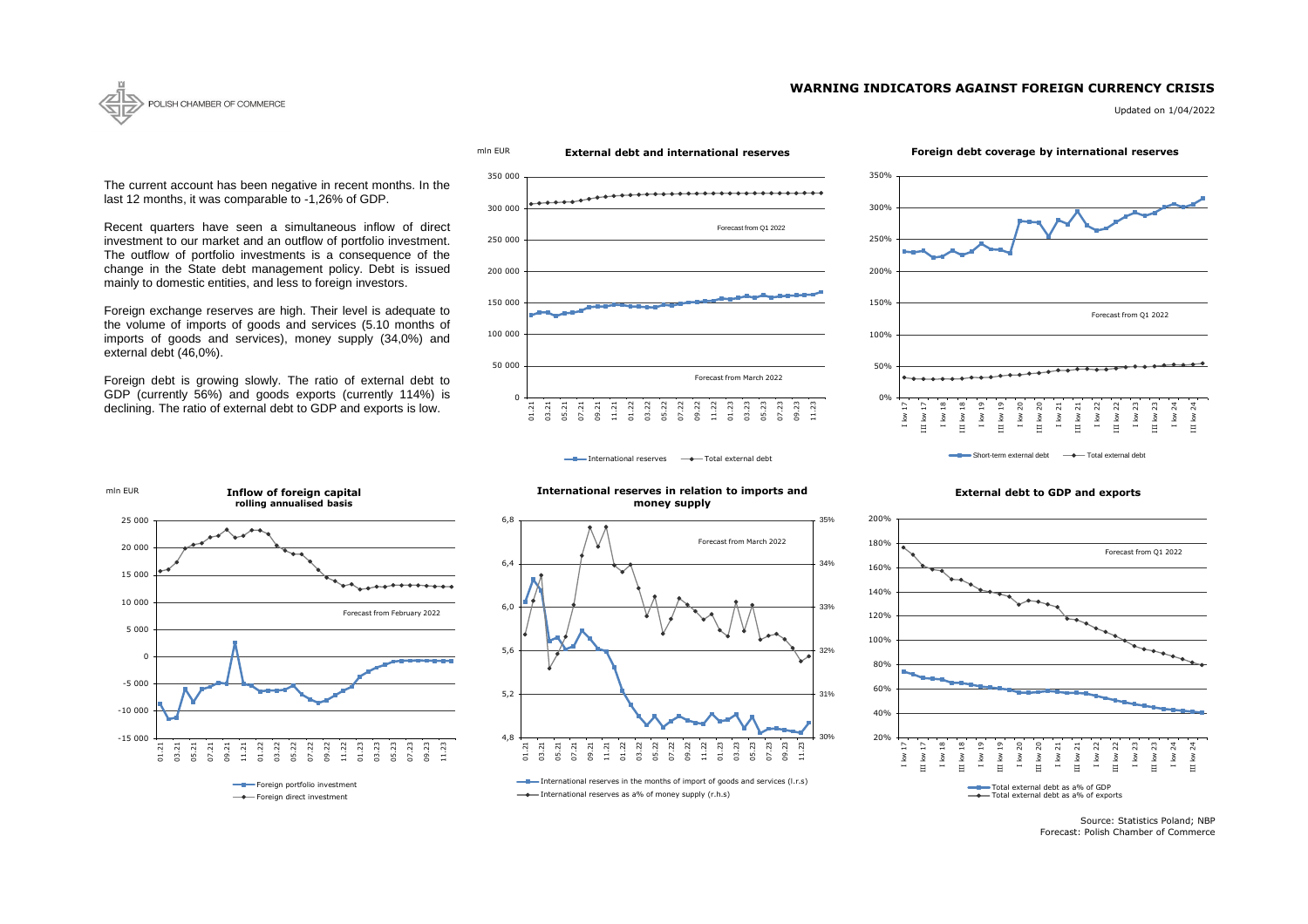POLISH CHAMBER OF COMMERCE

# WARNING INDICATORS AGAINST FOREIGN CURRENCY CRISIS

Updated on 1/04/2022

The current account has been negative in recent months. In the last 12 months, it was comparable to -1,26% of GDP.

Recent quarters have seen a simultaneous inflow of direct investment to our market and an outflow of portfolio investment. The outflow of portfolio investments is a consequence of the change in the State debt management policy. Debt is issued mainly to domestic entities, and less to foreign investors.

Foreign exchange reserves are high. Their level is adequate to the volume of imports of goods and services (5.10 months of imports of goods and services), money supply (34,0%) and external debt (46,0%).

Foreign debt is growing slowly. The ratio of external debt to GDP (currently 56%) and goods exports (currently 114%) is declining. The ratio of external debt to GDP and exports is low.

**External debt and international reserves**

mln EUR

350 000
300 000
250 000
200 000
150 000
100 000
50 000
0

Forecast from Q1 2022

Forecast from March 2022

01.21 03.21 05.21 07.21 09.21 11.21 01.22 03.22 05.22 07.22 09.22 11.22 01.23 03.23 05.23 07.23 09.23 11.23

International reserves — Total external debt

**Foreign debt coverage by international reserves**

350% 300% 250% 200% 150% 100% 50% 0%

Forecast from Q1 2022

I kw 17 III kw 17 I kw 18 III kw 18 I kw 19 III kw 19 I kw 20 III kw 20 I kw 21 III kw 21 I kw 22 III kw 22 I kw 23 III kw 23 I kw 24 III kw 24

Short-term external debt — Total external debt

**Inflow of foreign capital rolling annualised basis**

mln EUR

25 000
20 000
15 000
10 000
5 000
0
-5 000
-10 000
-15 000

Forecast from February 2022

01.21 03.21 05.21 07.21 09.21 11.21 01.22 03.22 05.22 07.22 09.22 11.22 01.23 03.23 05.23 07.23 09.23 11.23

Foreign portfolio investment
Foreign direct investment

**International reserves in relation to imports and money supply**

6,8 6,4 6,0 5,6 5,2 4,8

35% 34% 33% 32% 31% 30%

Forecast from March 2022

01.21 03.21 05.21 07.21 09.21 11.21 01.22 03.22 05.22 07.22 09.22 11.22 01.23 03.23 05.23 07.23 09.23 11.23

International reserves in the months of import of goods and services (l.r.s)
International reserves as a% of money supply (r.h.s)

**External debt to GDP and exports**

200% 180% 160% 140% 120% 100% 80% 60% 40% 20%

Forecast from Q1 2022

I kw 17 III kw 17 I kw 18 III kw 18 I kw 19 III kw 19 I kw 20 III kw 20 I kw 21 III kw 21 I kw 22 III kw 22 I kw 23 III kw 23 I kw 24 III kw 24

Total external debt as a% of GDP
Total external debt as a% of exports

Source: Statistics Poland; NBP
Forecast: Polish Chamber of Commerce